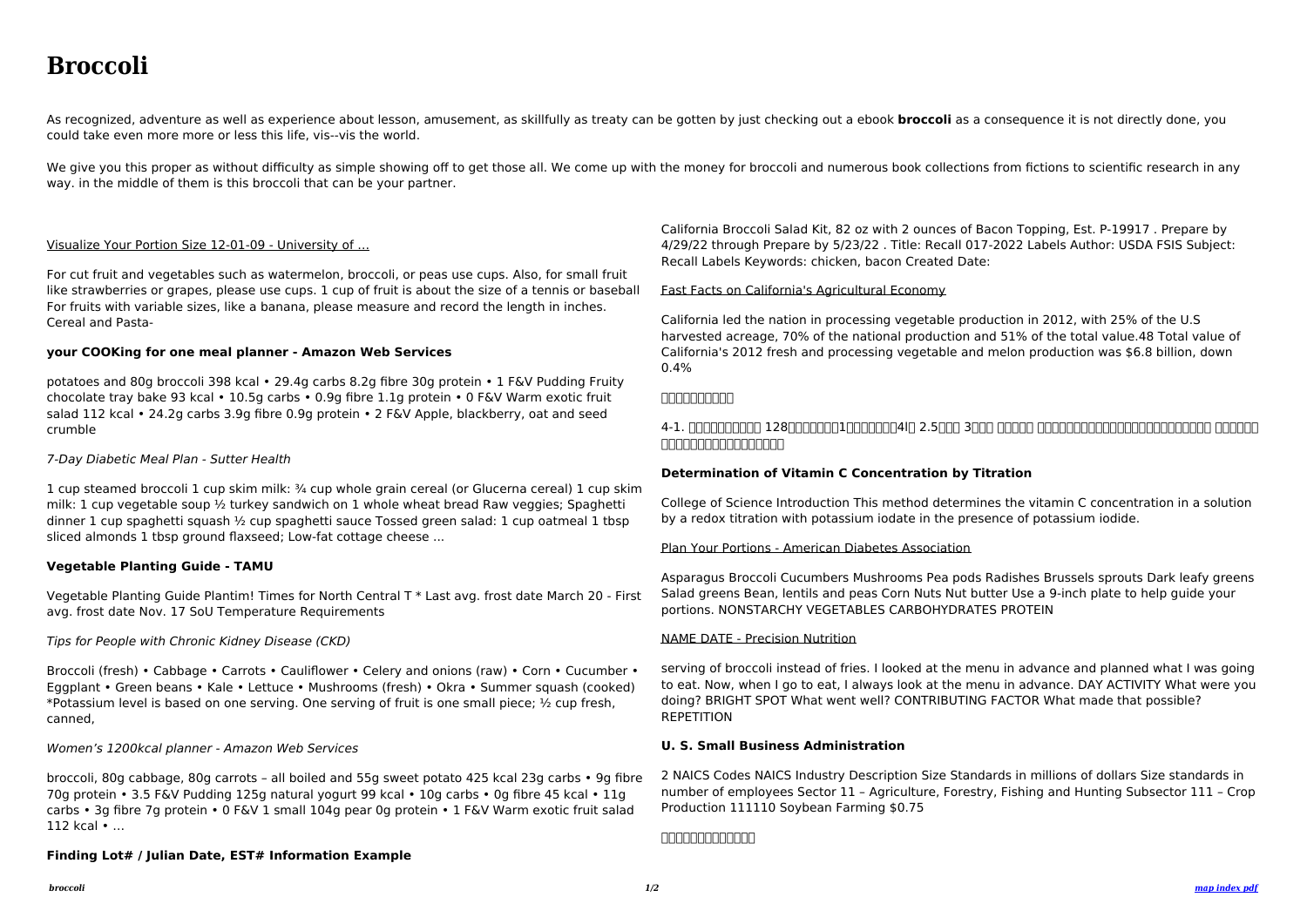# Broccoli

As recognized, adventure as well as experience about lesson, amusement, as skillfully as treaty can be gotten by just checking out a ebook **broccoli** as a consequence it is not directly done, you could take even more more or less this life, vis--vis the world.

We give you this proper as without difficulty as simple showing off to get those all. We come up with the money for broccoli and numerous book collections from fictions to scientific research in any way. in the middle of them is this broccoli that can be your partner.

Visualize Your Portion Size 12-01-09 - University of ...

For cut fruit and vegetables such as watermelon, broccoli, or peas use cups. Also, for small fruit like strawberries or grapes, please use cups. 1 cup of fruit is about the size of a tennis or baseball For fruits with variable sizes, like a banana, please measure and record the length in inches. Cereal and Pasta-

### your COOKing for one meal planner - Amazon Web Services

potatoes and 80g broccoli 398 kcal • 29.4g carbs 8.2g fibre 30g protein • 1 F&V Pudding Fruity chocolate tray bake 93 kcal • 10.5g carbs • 0.9g fibre 1.1g protein • 0 F&V Warm exotic fruit salad 112 kcal • 24.2g carbs 3.9g fibre 0.9g protein • 2 F&V Apple, blackberry, oat and seed crumble

*7-Day Diabetic Meal Plan - Sutter Health*

1 cup steamed broccoli 1 cup skim milk: ¾ cup whole grain cereal (or Glucerna cereal) 1 cup skim milk: 1 cup vegetable soup ½ turkey sandwich on 1 whole wheat bread Raw veggies; Spaghetti dinner 1 cup spaghetti squash ½ cup spaghetti sauce Tossed green salad: 1 cup oatmeal 1 tbsp sliced almonds 1 tbsp ground flaxseed; Low-fat cottage cheese ...

### Vegetable Planting Guide - TAMU

Vegetable Planting Guide Plantim! Times for North Central T * Last avg. frost date March 20 - First avg. frost date Nov. 17 SoU Temperature Requirements

*Tips for People with Chronic Kidney Disease (CKD)*

Broccoli (fresh) • Cabbage • Carrots • Cauliflower • Celery and onions (raw) • Corn • Cucumber • Eggplant • Green beans • Kale • Lettuce • Mushrooms (fresh) • Okra • Summer squash (cooked) *Potassium level is based on one serving. One serving of fruit is one small piece; ½ cup fresh, canned,

*Women's 1200kcal planner - Amazon Web Services*

broccoli, 80g cabbage, 80g carrots – all boiled and 55g sweet potato 425 kcal 23g carbs • 9g fibre 70g protein • 3.5 F&V Pudding 125g natural yogurt 99 kcal • 10g carbs • 0g fibre 45 kcal • 11g carbs • 3g fibre 7g protein • 0 F&V 1 small 104g pear 0g protein • 1 F&V Warm exotic fruit salad 112 kcal • ...

### Finding Lot# / Julian Date, EST# Information Example

California Broccoli Salad Kit, 82 oz with 2 ounces of Bacon Topping, Est. P-19917 . Prepare by 4/29/22 through Prepare by 5/23/22 . Title: Recall 017-2022 Labels Author: USDA FSIS Subject: Recall Labels Keywords: chicken, bacon Created Date:

Fast Facts on California's Agricultural Economy

California led the nation in processing vegetable production in 2012, with 25% of the U.S harvested acreage, 70% of the national production and 51% of the total value.48 Total value of California's 2012 fresh and processing vegetable and melon production was $6.8 billion, down 0.4%

□□□□□□□□□□

4-1. □□□□□□□□□□ 128□□□□□□□1□□□□□□□4l□ 2.5□□□ 3□□□ □□□□□ □□□□□□□□□□□□□□□□□□□□□□□□□□ □□□□□□ □□□□□□□□□□□□□□□□□

### Determination of Vitamin C Concentration by Titration

College of Science Introduction This method determines the vitamin C concentration in a solution by a redox titration with potassium iodate in the presence of potassium iodide.

Plan Your Portions - American Diabetes Association

Asparagus Broccoli Cucumbers Mushrooms Pea pods Radishes Brussels sprouts Dark leafy greens Salad greens Bean, lentils and peas Corn Nuts Nut butter Use a 9-inch plate to help guide your portions. NONSTARCHY VEGETABLES CARBOHYDRATES PROTEIN

NAME DATE - Precision Nutrition

serving of broccoli instead of fries. I looked at the menu in advance and planned what I was going to eat. Now, when I go to eat, I always look at the menu in advance. DAY ACTIVITY What were you doing? BRIGHT SPOT What went well? CONTRIBUTING FACTOR What made that possible? REPETITION

### U. S. Small Business Administration

2 NAICS Codes NAICS Industry Description Size Standards in millions of dollars Size standards in number of employees Sector 11 – Agriculture, Forestry, Fishing and Hunting Subsector 111 – Crop Production 111110 Soybean Farming $0.75

□□□□□□□□□□□□□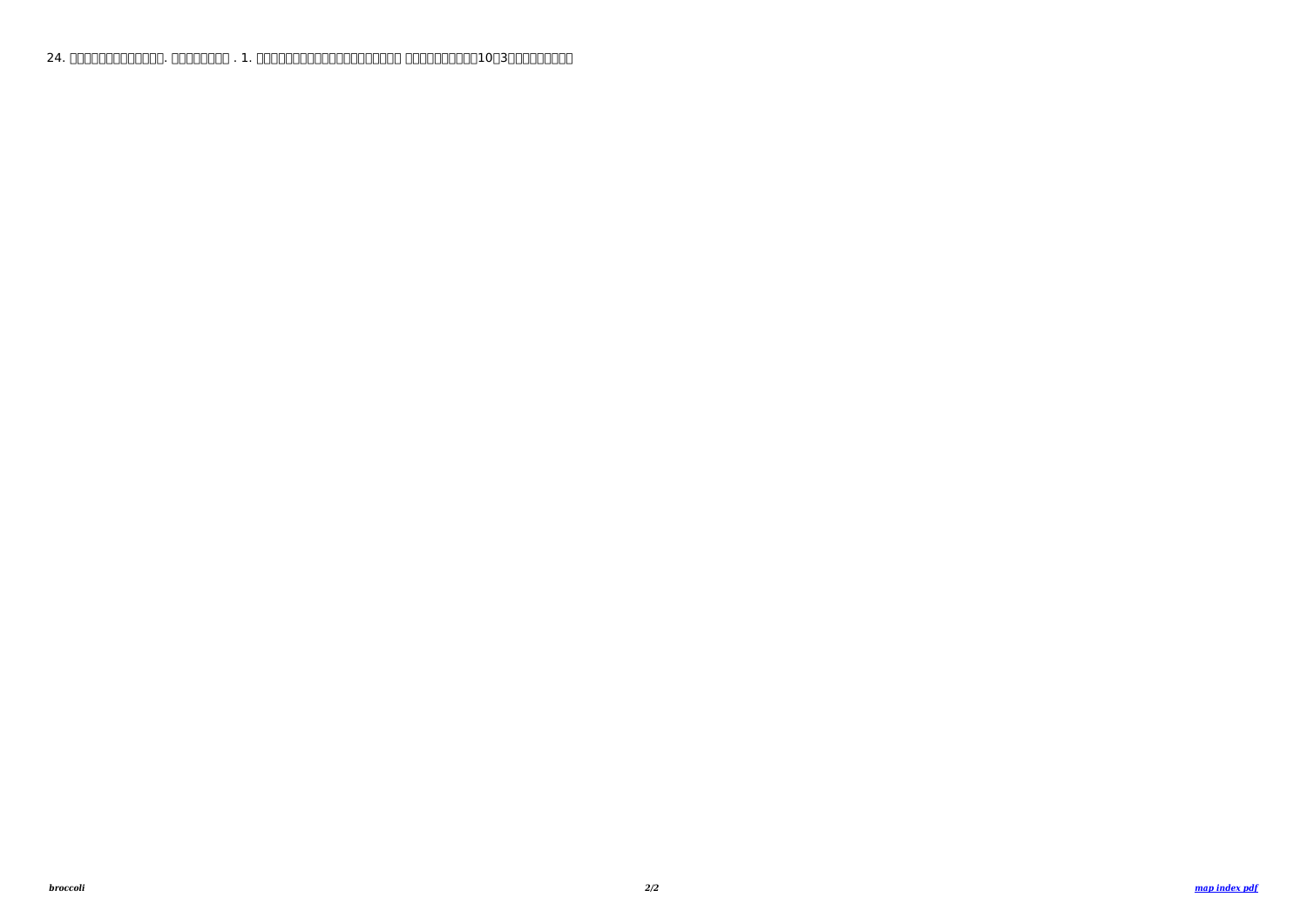24. □□□□□□□□□□□□□□. □□□□□□□□□ . 1. □□□□□□□□□□□□□□□□□□□□□□□□ □□□□□□□□□□□10□3□□□□□□□□□□